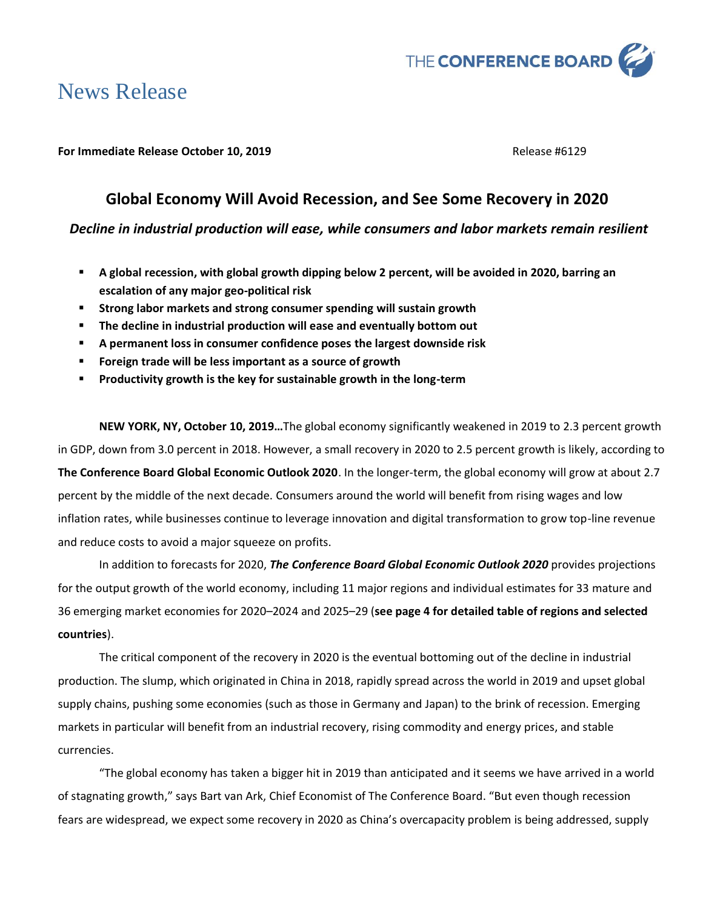# News Release

**For Immediate Release October 10, 2019** Release #6129

## Global Economy Will Avoid Recession, and See Some Recovery in 2020

### *Decline in industrial production will ease, while consumers and labor markets remain resilient*

- **A global recession, with global growth dipping below 2 percent, will be avoided in 2020, barring an escalation of any major geo-political risk**
- **Strong labor markets and strong consumer spending will sustain growth**
- **The decline in industrial production will ease and eventually bottom out**
- **A permanent loss in consumer confidence poses the largest downside risk**
- **Foreign trade will be less important as a source of growth**
- **Productivity growth is the key for sustainable growth in the long-term**

**NEW YORK, NY, October 10, 2019…**The global economy significantly weakened in 2019 to 2.3 percent growth in GDP, down from 3.0 percent in 2018. However, a small recovery in 2020 to 2.5 percent growth is likely, according to **The Conference Board Global Economic Outlook 2020**. In the longer-term, the global economy will grow at about 2.7 percent by the middle of the next decade. Consumers around the world will benefit from rising wages and low inflation rates, while businesses continue to leverage innovation and digital transformation to grow top-line revenue and reduce costs to avoid a major squeeze on profits.

In addition to forecasts for 2020, ***The Conference Board Global Economic Outlook 2020*** provides projections for the output growth of the world economy, including 11 major regions and individual estimates for 33 mature and 36 emerging market economies for 2020–2024 and 2025–29 (**see page 4 for detailed table of regions and selected countries**).

The critical component of the recovery in 2020 is the eventual bottoming out of the decline in industrial production. The slump, which originated in China in 2018, rapidly spread across the world in 2019 and upset global supply chains, pushing some economies (such as those in Germany and Japan) to the brink of recession. Emerging markets in particular will benefit from an industrial recovery, rising commodity and energy prices, and stable currencies.

"The global economy has taken a bigger hit in 2019 than anticipated and it seems we have arrived in a world of stagnating growth," says Bart van Ark, Chief Economist of The Conference Board. "But even though recession fears are widespread, we expect some recovery in 2020 as China's overcapacity problem is being addressed, supply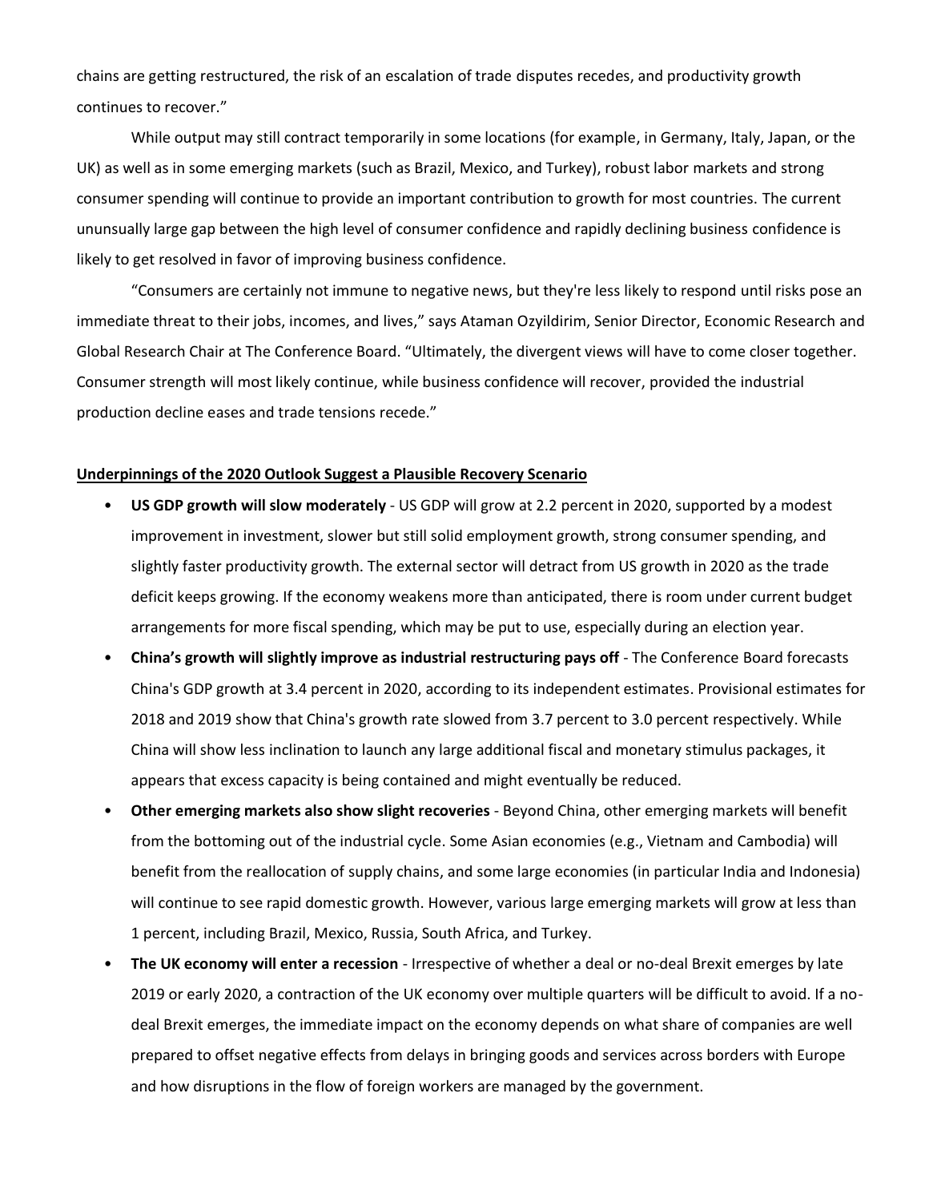chains are getting restructured, the risk of an escalation of trade disputes recedes, and productivity growth continues to recover."

While output may still contract temporarily in some locations (for example, in Germany, Italy, Japan, or the UK) as well as in some emerging markets (such as Brazil, Mexico, and Turkey), robust labor markets and strong consumer spending will continue to provide an important contribution to growth for most countries. The current ununsually large gap between the high level of consumer confidence and rapidly declining business confidence is likely to get resolved in favor of improving business confidence.

"Consumers are certainly not immune to negative news, but they're less likely to respond until risks pose an immediate threat to their jobs, incomes, and lives," says Ataman Ozyildirim, Senior Director, Economic Research and Global Research Chair at The Conference Board. "Ultimately, the divergent views will have to come closer together. Consumer strength will most likely continue, while business confidence will recover, provided the industrial production decline eases and trade tensions recede."

**Underpinnings of the 2020 Outlook Suggest a Plausible Recovery Scenario**

- **US GDP growth will slow moderately** - US GDP will grow at 2.2 percent in 2020, supported by a modest improvement in investment, slower but still solid employment growth, strong consumer spending, and slightly faster productivity growth. The external sector will detract from US growth in 2020 as the trade deficit keeps growing. If the economy weakens more than anticipated, there is room under current budget arrangements for more fiscal spending, which may be put to use, especially during an election year.
- **China's growth will slightly improve as industrial restructuring pays off** - The Conference Board forecasts China's GDP growth at 3.4 percent in 2020, according to its independent estimates. Provisional estimates for 2018 and 2019 show that China's growth rate slowed from 3.7 percent to 3.0 percent respectively. While China will show less inclination to launch any large additional fiscal and monetary stimulus packages, it appears that excess capacity is being contained and might eventually be reduced.
- **Other emerging markets also show slight recoveries** - Beyond China, other emerging markets will benefit from the bottoming out of the industrial cycle. Some Asian economies (e.g., Vietnam and Cambodia) will benefit from the reallocation of supply chains, and some large economies (in particular India and Indonesia) will continue to see rapid domestic growth. However, various large emerging markets will grow at less than 1 percent, including Brazil, Mexico, Russia, South Africa, and Turkey.
- **The UK economy will enter a recession** - Irrespective of whether a deal or no-deal Brexit emerges by late 2019 or early 2020, a contraction of the UK economy over multiple quarters will be difficult to avoid. If a no-deal Brexit emerges, the immediate impact on the economy depends on what share of companies are well prepared to offset negative effects from delays in bringing goods and services across borders with Europe and how disruptions in the flow of foreign workers are managed by the government.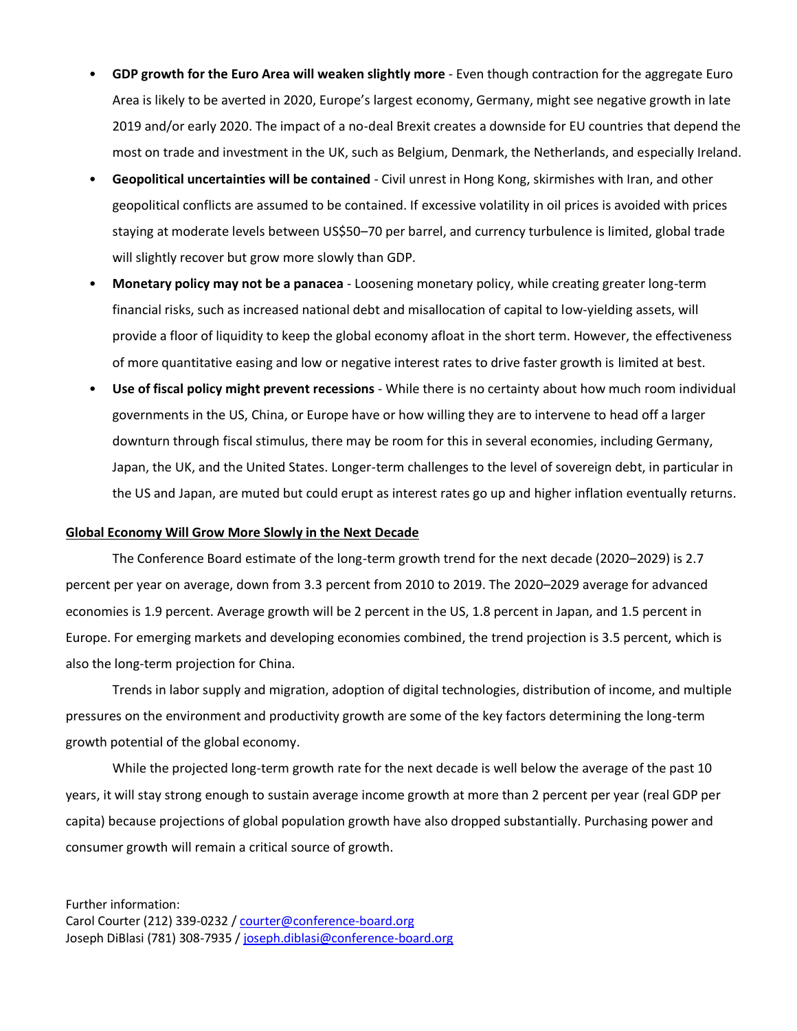- **GDP growth for the Euro Area will weaken slightly more** - Even though contraction for the aggregate Euro Area is likely to be averted in 2020, Europe's largest economy, Germany, might see negative growth in late 2019 and/or early 2020. The impact of a no-deal Brexit creates a downside for EU countries that depend the most on trade and investment in the UK, such as Belgium, Denmark, the Netherlands, and especially Ireland.
- **Geopolitical uncertainties will be contained** - Civil unrest in Hong Kong, skirmishes with Iran, and other geopolitical conflicts are assumed to be contained. If excessive volatility in oil prices is avoided with prices staying at moderate levels between US$50–70 per barrel, and currency turbulence is limited, global trade will slightly recover but grow more slowly than GDP.
- **Monetary policy may not be a panacea** - Loosening monetary policy, while creating greater long-term financial risks, such as increased national debt and misallocation of capital to low-yielding assets, will provide a floor of liquidity to keep the global economy afloat in the short term. However, the effectiveness of more quantitative easing and low or negative interest rates to drive faster growth is limited at best.
- **Use of fiscal policy might prevent recessions** - While there is no certainty about how much room individual governments in the US, China, or Europe have or how willing they are to intervene to head off a larger downturn through fiscal stimulus, there may be room for this in several economies, including Germany, Japan, the UK, and the United States. Longer-term challenges to the level of sovereign debt, in particular in the US and Japan, are muted but could erupt as interest rates go up and higher inflation eventually returns.

## Global Economy Will Grow More Slowly in the Next Decade

The Conference Board estimate of the long-term growth trend for the next decade (2020–2029) is 2.7 percent per year on average, down from 3.3 percent from 2010 to 2019. The 2020–2029 average for advanced economies is 1.9 percent. Average growth will be 2 percent in the US, 1.8 percent in Japan, and 1.5 percent in Europe. For emerging markets and developing economies combined, the trend projection is 3.5 percent, which is also the long-term projection for China.

Trends in labor supply and migration, adoption of digital technologies, distribution of income, and multiple pressures on the environment and productivity growth are some of the key factors determining the long-term growth potential of the global economy.

While the projected long-term growth rate for the next decade is well below the average of the past 10 years, it will stay strong enough to sustain average income growth at more than 2 percent per year (real GDP per capita) because projections of global population growth have also dropped substantially. Purchasing power and consumer growth will remain a critical source of growth.

Further information:
Carol Courter (212) 339-0232 / courter@conference-board.org
Joseph DiBlasi (781) 308-7935 / joseph.diblasi@conference-board.org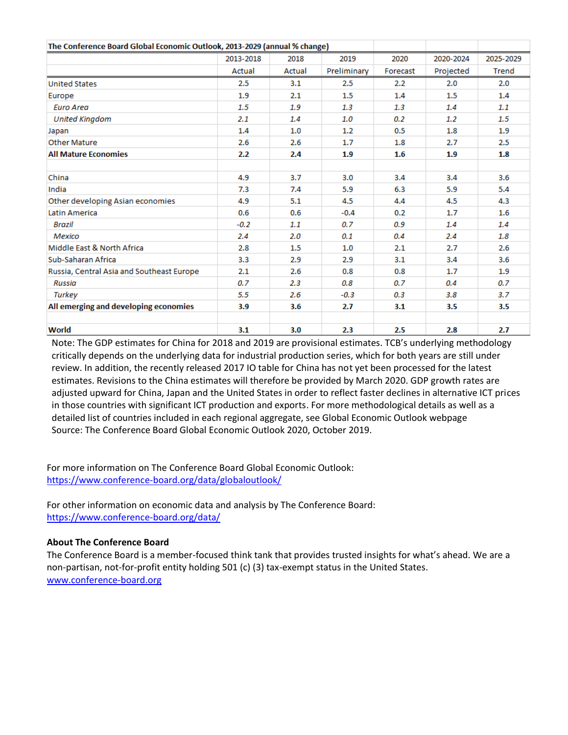| The Conference Board Global Economic Outlook, 2013-2029 (annual % change) | | | | | | |
|---|---|---|---|---|---|---|
| | 2013-2018 | 2018 | 2019 | 2020 | 2020-2024 | 2025-2029 |
| | Actual | Actual | Preliminary | Forecast | Projected | Trend |
| United States | 2.5 | 3.1 | 2.5 | 2.2 | 2.0 | 2.0 |
| Europe | 1.9 | 2.1 | 1.5 | 1.4 | 1.5 | 1.4 |
| *Euro Area* | *1.5* | *1.9* | *1.3* | *1.3* | *1.4* | *1.1* |
| *United Kingdom* | *2.1* | *1.4* | *1.0* | *0.2* | *1.2* | *1.5* |
| Japan | 1.4 | 1.0 | 1.2 | 0.5 | 1.8 | 1.9 |
| Other Mature | 2.6 | 2.6 | 1.7 | 1.8 | 2.7 | 2.5 |
| **All Mature Economies** | **2.2** | **2.4** | **1.9** | **1.6** | **1.9** | **1.8** |
| | | | | | | |
| China | 4.9 | 3.7 | 3.0 | 3.4 | 3.4 | 3.6 |
| India | 7.3 | 7.4 | 5.9 | 6.3 | 5.9 | 5.4 |
| Other developing Asian economies | 4.9 | 5.1 | 4.5 | 4.4 | 4.5 | 4.3 |
| Latin America | 0.6 | 0.6 | -0.4 | 0.2 | 1.7 | 1.6 |
| *Brazil* | *-0.2* | *1.1* | *0.7* | *0.9* | *1.4* | *1.4* |
| *Mexico* | *2.4* | *2.0* | *0.1* | *0.4* | *2.4* | *1.8* |
| Middle East & North Africa | 2.8 | 1.5 | 1.0 | 2.1 | 2.7 | 2.6 |
| Sub-Saharan Africa | 3.3 | 2.9 | 2.9 | 3.1 | 3.4 | 3.6 |
| Russia, Central Asia and Southeast Europe | 2.1 | 2.6 | 0.8 | 0.8 | 1.7 | 1.9 |
| *Russia* | *0.7* | *2.3* | *0.8* | *0.7* | *0.4* | *0.7* |
| *Turkey* | *5.5* | *2.6* | *-0.3* | *0.3* | *3.8* | *3.7* |
| **All emerging and developing economies** | **3.9** | **3.6** | **2.7** | **3.1** | **3.5** | **3.5** |
| | | | | | | |
| **World** | **3.1** | **3.0** | **2.3** | **2.5** | **2.8** | **2.7** |

Note: The GDP estimates for China for 2018 and 2019 are provisional estimates. TCB's underlying methodology critically depends on the underlying data for industrial production series, which for both years are still under review. In addition, the recently released 2017 IO table for China has not yet been processed for the latest estimates. Revisions to the China estimates will therefore be provided by March 2020. GDP growth rates are adjusted upward for China, Japan and the United States in order to reflect faster declines in alternative ICT prices in those countries with significant ICT production and exports. For more methodological details as well as a detailed list of countries included in each regional aggregate, see Global Economic Outlook webpage
Source: The Conference Board Global Economic Outlook 2020, October 2019.

For more information on The Conference Board Global Economic Outlook:
https://www.conference-board.org/data/globaloutlook/

For other information on economic data and analysis by The Conference Board:
https://www.conference-board.org/data/

**About The Conference Board**

The Conference Board is a member-focused think tank that provides trusted insights for what's ahead. We are a non-partisan, not-for-profit entity holding 501 (c) (3) tax-exempt status in the United States.
www.conference-board.org